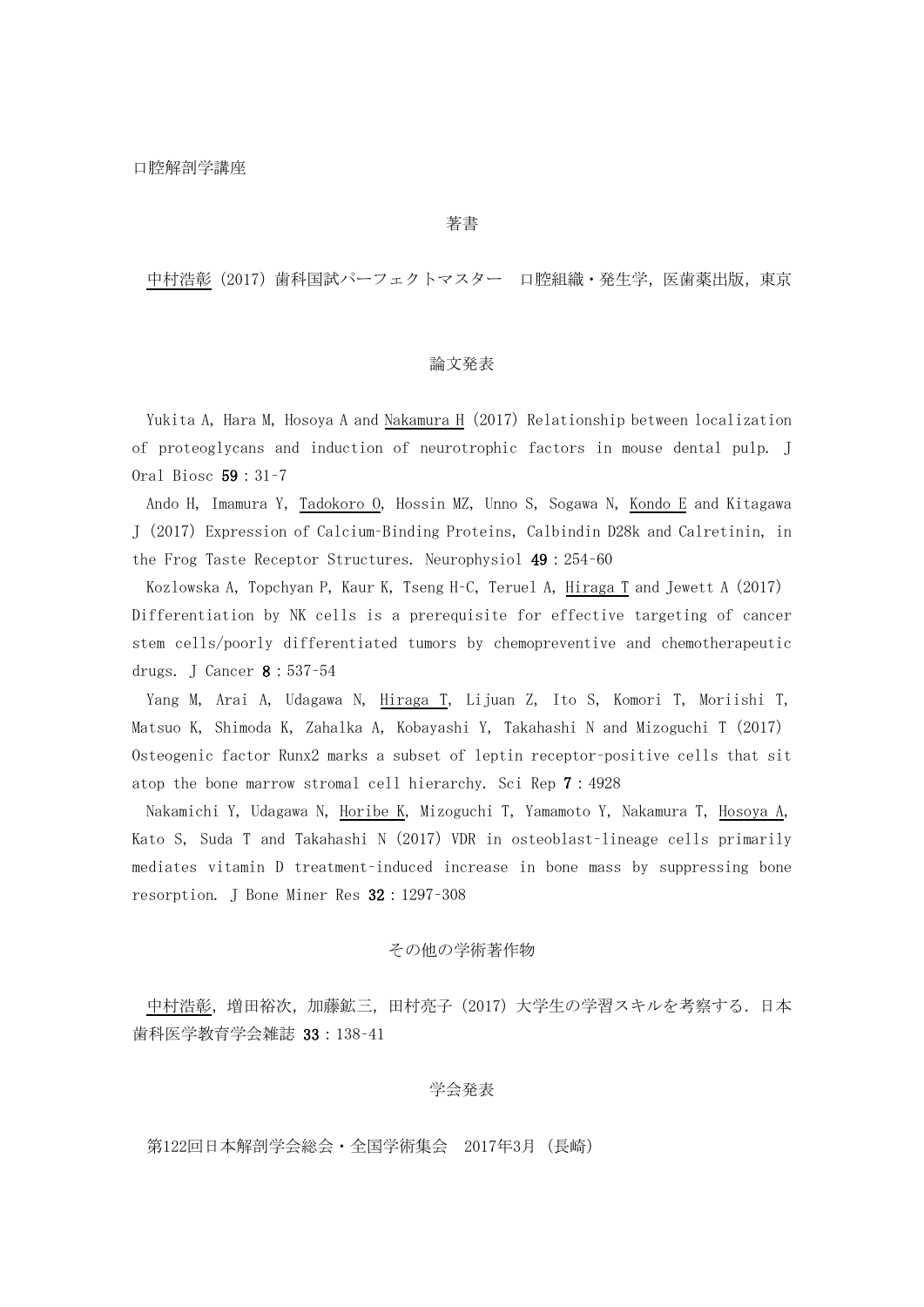口腔解剖学講座

## 著書

中村浩彰（2017）歯科国試パーフェクトマスター　口腔組織・発生学，医歯薬出版，東京

## 論文発表

Yukita A, Hara M, Hosoya A and Nakamura H (2017) Relationship between localization of proteoglycans and induction of neurotrophic factors in mouse dental pulp. J Oral Biosc **59**：31-7

Ando H, Imamura Y, Tadokoro O, Hossin MZ, Unno S, Sogawa N, Kondo E and Kitagawa J (2017) Expression of Calcium-Binding Proteins, Calbindin D28k and Calretinin, in the Frog Taste Receptor Structures. Neurophysiol **49**：254-60

Kozlowska A, Topchyan P, Kaur K, Tseng H-C, Teruel A, Hiraga T and Jewett A (2017) Differentiation by NK cells is a prerequisite for effective targeting of cancer stem cells/poorly differentiated tumors by chemopreventive and chemotherapeutic drugs. J Cancer **8**：537-54

Yang M, Arai A, Udagawa N, Hiraga T, Lijuan Z, Ito S, Komori T, Moriishi T, Matsuo K, Shimoda K, Zahalka A, Kobayashi Y, Takahashi N and Mizoguchi T (2017) Osteogenic factor Runx2 marks a subset of leptin receptor-positive cells that sit atop the bone marrow stromal cell hierarchy. Sci Rep **7**：4928

Nakamichi Y, Udagawa N, Horibe K, Mizoguchi T, Yamamoto Y, Nakamura T, Hosoya A, Kato S, Suda T and Takahashi N (2017) VDR in osteoblast-lineage cells primarily mediates vitamin D treatment-induced increase in bone mass by suppressing bone resorption. J Bone Miner Res **32**：1297-308

## その他の学術著作物

中村浩彰，増田裕次，加藤鉱三，田村亮子（2017）大学生の学習スキルを考察する．日本歯科医学教育学会雑誌 **33**：138-41

## 学会発表

第122回日本解剖学会総会・全国学術集会　2017年3月（長崎）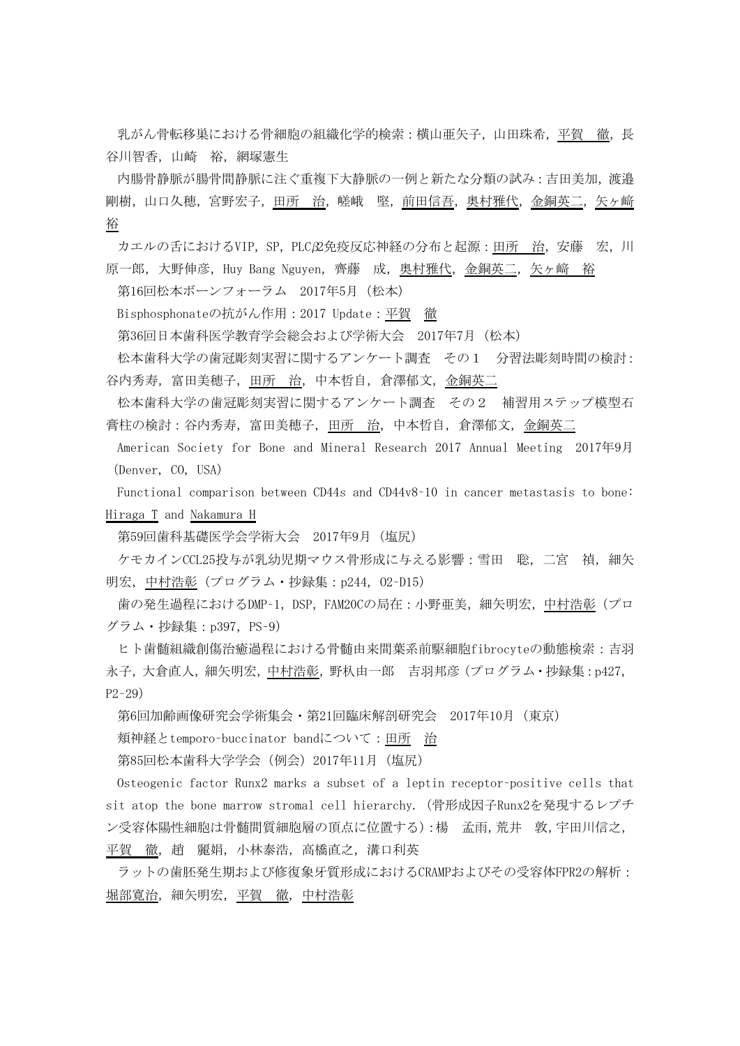乳がん骨転移巣における骨細胞の組織化学的検索：横山亜矢子，山田珠希，平賀　徹，長谷川智香，山崎　裕，網塚憲生

内腸骨静脈が腸骨間静脈に注ぐ重複下大静脈の一例と新たな分類の試み：吉田美加，渡邉剛樹，山口久穂，宮野宏子，田所　治，嵯峨　堅，前田信吾，奥村雅代，金銅英二，矢ヶ﨑　裕

カエルの舌におけるVIP，SP，PLCβ2免疫反応神経の分布と起源：田所　治，安藤　宏，川原一郎，大野伸彦，Huy Bang Nguyen，齊藤　成，奥村雅代，金銅英二，矢ヶ﨑　裕

第16回松本ボーンフォーラム　2017年5月（松本）

Bisphosphonateの抗がん作用：2017 Update：平賀　徹

第36回日本歯科医学教育学会総会および学術大会　2017年7月（松本）

松本歯科大学の歯冠彫刻実習に関するアンケート調査　その１　分習法彫刻時間の検討：谷内秀寿，富田美穂子，田所　治，中本哲自，倉澤郁文，金銅英二

松本歯科大学の歯冠彫刻実習に関するアンケート調査　その２　補習用ステップ模型石膏柱の検討：谷内秀寿，富田美穂子，田所　治，中本哲自，倉澤郁文，金銅英二

American Society for Bone and Mineral Research 2017 Annual Meeting　2017年9月（Denver, CO, USA）

Functional comparison between CD44s and CD44v8-10 in cancer metastasis to bone: Hiraga T and Nakamura H

第59回歯科基礎医学会学術大会　2017年9月（塩尻）

ケモカインCCL25投与が乳幼児期マウス骨形成に与える影響：雪田　聡，二宮　禎，細矢明宏，中村浩彰（プログラム・抄録集：p244，O2-D15）

歯の発生過程におけるDMP-1，DSP，FAM20Cの局在：小野亜美，細矢明宏，中村浩彰（プログラム・抄録集：p397，PS-9）

ヒト歯髄組織創傷治癒過程における骨髄由来間葉系前駆細胞fibrocyteの動態検索：吉羽永子，大倉直人，細矢明宏，中村浩彰，野杁由一郎　吉羽邦彦（プログラム・抄録集：p427，P2-29）

第6回加齢画像研究会学術集会・第21回臨床解剖研究会　2017年10月（東京）

頬神経とtemporo-buccinator bandについて：田所　治

第85回松本歯科大学学会（例会）2017年11月（塩尻）

Osteogenic factor Runx2 marks a subset of a leptin receptor-positive cells that sit atop the bone marrow stromal cell hierarchy.（骨形成因子Runx2を発現するレプチン受容体陽性細胞は骨髄間質細胞層の頂点に位置する）：楊　孟雨，荒井　敦，宇田川信之，平賀　徹，趙　麗娟，小林泰浩，高橋直之，溝口利英

ラットの歯胚発生期および修復象牙質形成におけるCRAMPおよびその受容体FPR2の解析：堀部寛治，細矢明宏，平賀　徹，中村浩彰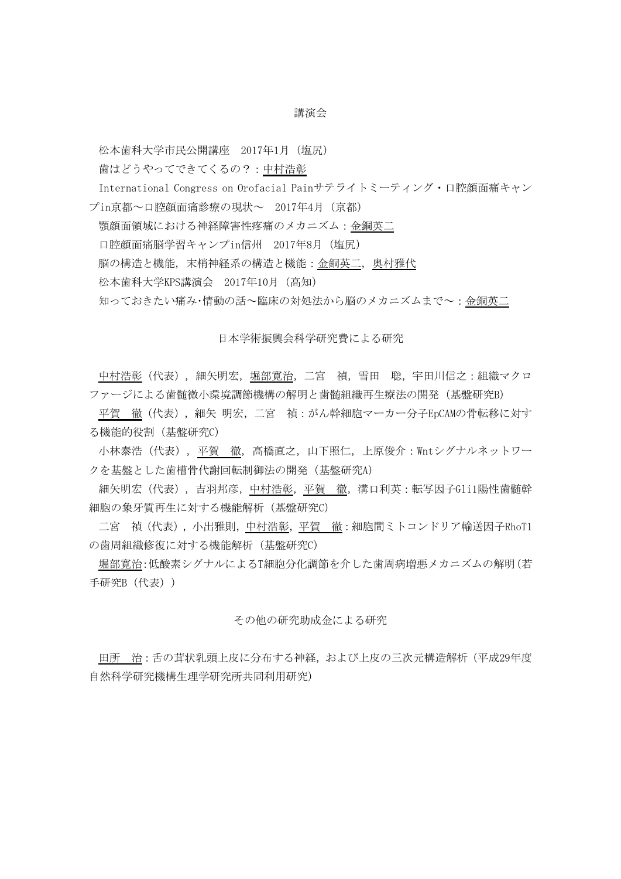## 講演会

松本歯科大学市民公開講座　2017年1月（塩尻）

歯はどうやってできてくるの？：中村浩彰

International Congress on Orofacial Painサテライトミーティング・口腔顔面痛キャンプin京都～口腔顔面痛診療の現状～　2017年4月（京都）

顎顔面領域における神経障害性疼痛のメカニズム：金銅英二

口腔顔面痛脳学習キャンプin信州　2017年8月（塩尻）

脳の構造と機能，末梢神経系の構造と機能：金銅英二，奥村雅代

松本歯科大学KPS講演会　2017年10月（高知）

知っておきたい痛み･情動の話～臨床の対処法から脳のメカニズムまで～：金銅英二

## 日本学術振興会科学研究費による研究

中村浩彰（代表），細矢明宏，堀部寛治，二宮　禎，雪田　聡，宇田川信之：組織マクロファージによる歯髄微小環境調節機構の解明と歯髄組織再生療法の開発（基盤研究B）

平賀　徹（代表），細矢 明宏，二宮　禎：がん幹細胞マーカー分子EpCAMの骨転移に対する機能的役割（基盤研究C）

小林泰浩（代表），平賀　徹，高橋直之，山下照仁，上原俊介：Wntシグナルネットワークを基盤とした歯槽骨代謝回転制御法の開発（基盤研究A）

細矢明宏（代表），吉羽邦彦，中村浩彰，平賀　徹，溝口利英：転写因子Gli1陽性歯髄幹細胞の象牙質再生に対する機能解析（基盤研究C）

二宮　禎（代表），小出雅則，中村浩彰，平賀　徹：細胞間ミトコンドリア輸送因子RhoT1の歯周組織修復に対する機能解析（基盤研究C）

堀部寛治:低酸素シグナルによるT細胞分化調節を介した歯周病増悪メカニズムの解明(若手研究B（代表）)

## その他の研究助成金による研究

田所　治：舌の茸状乳頭上皮に分布する神経，および上皮の三次元構造解析（平成29年度自然科学研究機構生理学研究所共同利用研究)